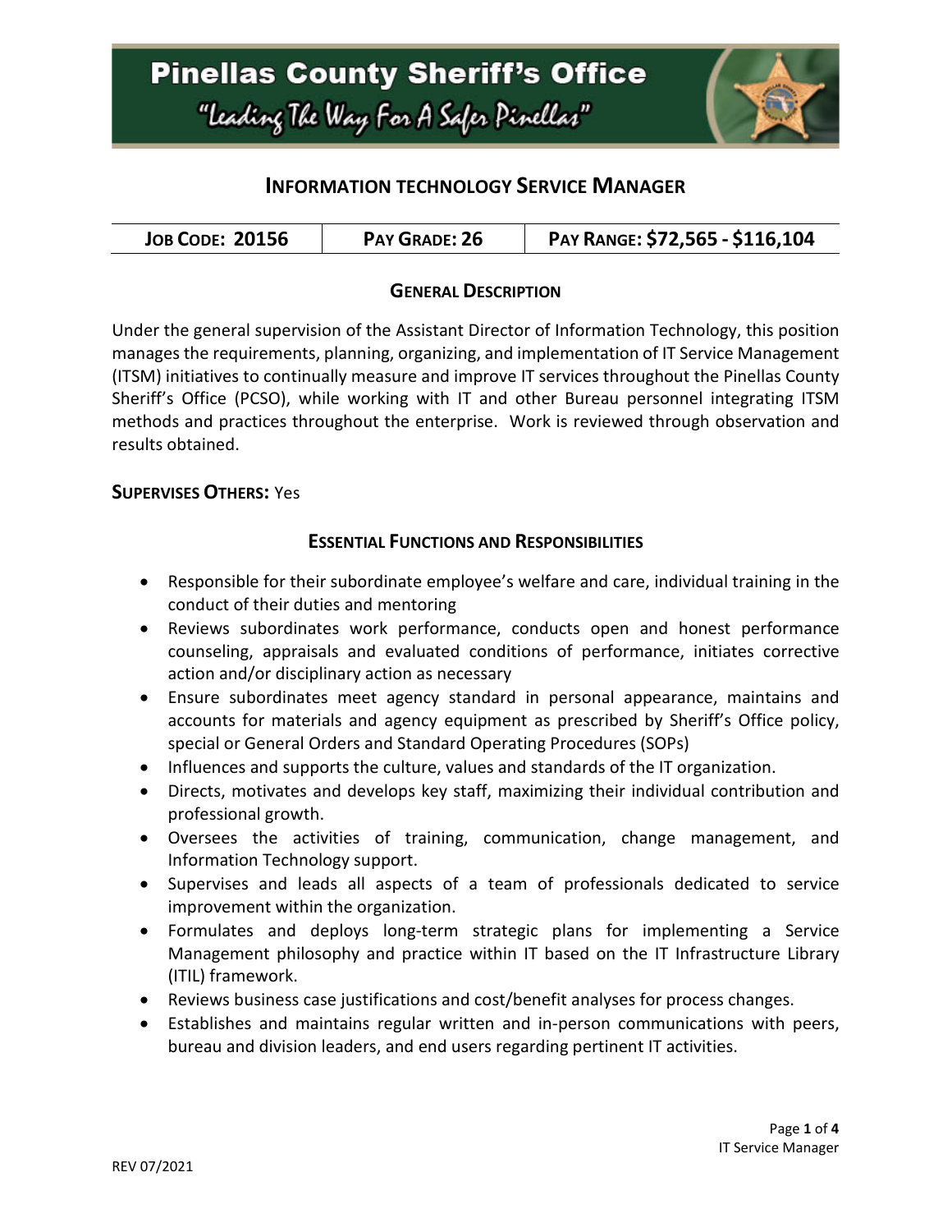# Pinellas County Sheriff's Office

"Leading The Way For A Safer Pinellas"

## INFORMATION TECHNOLOGY SERVICE MANAGER

| JOB CODE: 20156 | PAY GRADE: 26 | PAY RANGE: $72,565 - $116,104 |
|---|---|---|

### GENERAL DESCRIPTION

Under the general supervision of the Assistant Director of Information Technology, this position manages the requirements, planning, organizing, and implementation of IT Service Management (ITSM) initiatives to continually measure and improve IT services throughout the Pinellas County Sheriff's Office (PCSO), while working with IT and other Bureau personnel integrating ITSM methods and practices throughout the enterprise. Work is reviewed through observation and results obtained.

**SUPERVISES OTHERS:** Yes

### ESSENTIAL FUNCTIONS AND RESPONSIBILITIES

- Responsible for their subordinate employee's welfare and care, individual training in the conduct of their duties and mentoring
- Reviews subordinates work performance, conducts open and honest performance counseling, appraisals and evaluated conditions of performance, initiates corrective action and/or disciplinary action as necessary
- Ensure subordinates meet agency standard in personal appearance, maintains and accounts for materials and agency equipment as prescribed by Sheriff's Office policy, special or General Orders and Standard Operating Procedures (SOPs)
- Influences and supports the culture, values and standards of the IT organization.
- Directs, motivates and develops key staff, maximizing their individual contribution and professional growth.
- Oversees the activities of training, communication, change management, and Information Technology support.
- Supervises and leads all aspects of a team of professionals dedicated to service improvement within the organization.
- Formulates and deploys long-term strategic plans for implementing a Service Management philosophy and practice within IT based on the IT Infrastructure Library (ITIL) framework.
- Reviews business case justifications and cost/benefit analyses for process changes.
- Establishes and maintains regular written and in-person communications with peers, bureau and division leaders, and end users regarding pertinent IT activities.

REV 07/2021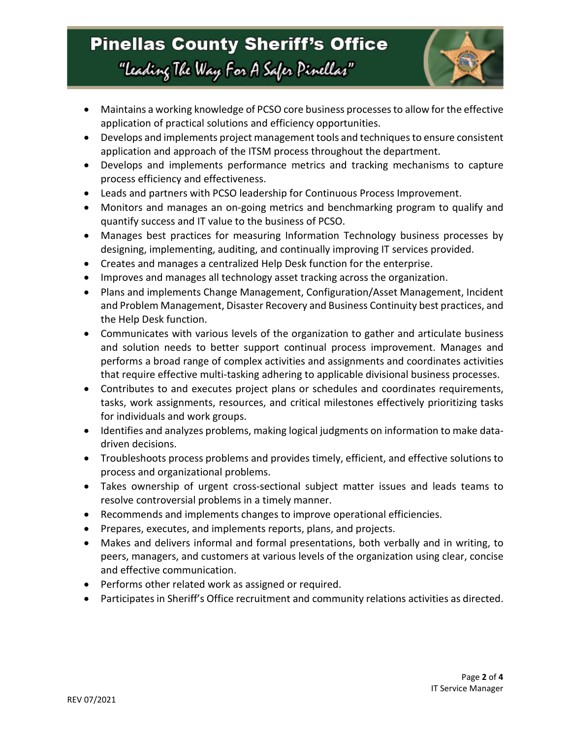- Maintains a working knowledge of PCSO core business processes to allow for the effective application of practical solutions and efficiency opportunities.
- Develops and implements project management tools and techniques to ensure consistent application and approach of the ITSM process throughout the department.
- Develops and implements performance metrics and tracking mechanisms to capture process efficiency and effectiveness.
- Leads and partners with PCSO leadership for Continuous Process Improvement.
- Monitors and manages an on-going metrics and benchmarking program to qualify and quantify success and IT value to the business of PCSO.
- Manages best practices for measuring Information Technology business processes by designing, implementing, auditing, and continually improving IT services provided.
- Creates and manages a centralized Help Desk function for the enterprise.
- Improves and manages all technology asset tracking across the organization.
- Plans and implements Change Management, Configuration/Asset Management, Incident and Problem Management, Disaster Recovery and Business Continuity best practices, and the Help Desk function.
- Communicates with various levels of the organization to gather and articulate business and solution needs to better support continual process improvement. Manages and performs a broad range of complex activities and assignments and coordinates activities that require effective multi-tasking adhering to applicable divisional business processes.
- Contributes to and executes project plans or schedules and coordinates requirements, tasks, work assignments, resources, and critical milestones effectively prioritizing tasks for individuals and work groups.
- Identifies and analyzes problems, making logical judgments on information to make data-driven decisions.
- Troubleshoots process problems and provides timely, efficient, and effective solutions to process and organizational problems.
- Takes ownership of urgent cross-sectional subject matter issues and leads teams to resolve controversial problems in a timely manner.
- Recommends and implements changes to improve operational efficiencies.
- Prepares, executes, and implements reports, plans, and projects.
- Makes and delivers informal and formal presentations, both verbally and in writing, to peers, managers, and customers at various levels of the organization using clear, concise and effective communication.
- Performs other related work as assigned or required.
- Participates in Sheriff's Office recruitment and community relations activities as directed.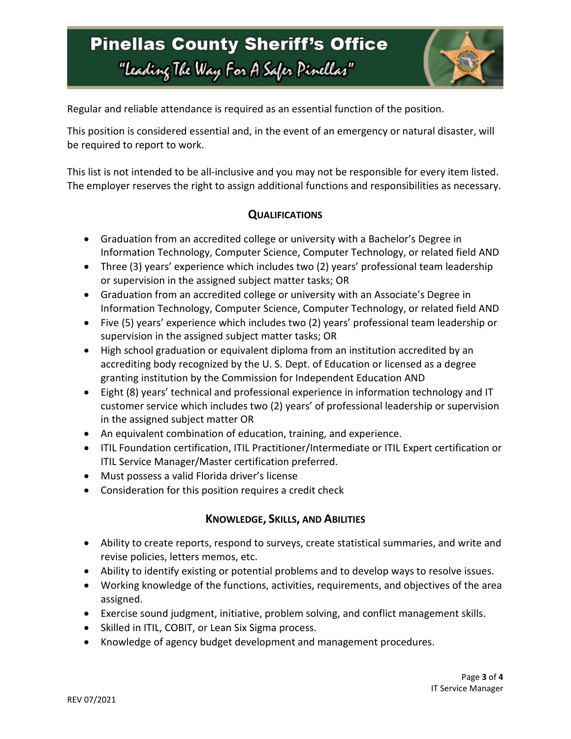Regular and reliable attendance is required as an essential function of the position.

This position is considered essential and, in the event of an emergency or natural disaster, will be required to report to work.

This list is not intended to be all-inclusive and you may not be responsible for every item listed. The employer reserves the right to assign additional functions and responsibilities as necessary.

## QUALIFICATIONS

- Graduation from an accredited college or university with a Bachelor's Degree in Information Technology, Computer Science, Computer Technology, or related field AND
- Three (3) years' experience which includes two (2) years' professional team leadership or supervision in the assigned subject matter tasks; OR
- Graduation from an accredited college or university with an Associate's Degree in Information Technology, Computer Science, Computer Technology, or related field AND
- Five (5) years' experience which includes two (2) years' professional team leadership or supervision in the assigned subject matter tasks; OR
- High school graduation or equivalent diploma from an institution accredited by an accrediting body recognized by the U. S. Dept. of Education or licensed as a degree granting institution by the Commission for Independent Education AND
- Eight (8) years' technical and professional experience in information technology and IT customer service which includes two (2) years' of professional leadership or supervision in the assigned subject matter OR
- An equivalent combination of education, training, and experience.
- ITIL Foundation certification, ITIL Practitioner/Intermediate or ITIL Expert certification or ITIL Service Manager/Master certification preferred.
- Must possess a valid Florida driver's license
- Consideration for this position requires a credit check

## KNOWLEDGE, SKILLS, AND ABILITIES

- Ability to create reports, respond to surveys, create statistical summaries, and write and revise policies, letters memos, etc.
- Ability to identify existing or potential problems and to develop ways to resolve issues.
- Working knowledge of the functions, activities, requirements, and objectives of the area assigned.
- Exercise sound judgment, initiative, problem solving, and conflict management skills.
- Skilled in ITIL, COBIT, or Lean Six Sigma process.
- Knowledge of agency budget development and management procedures.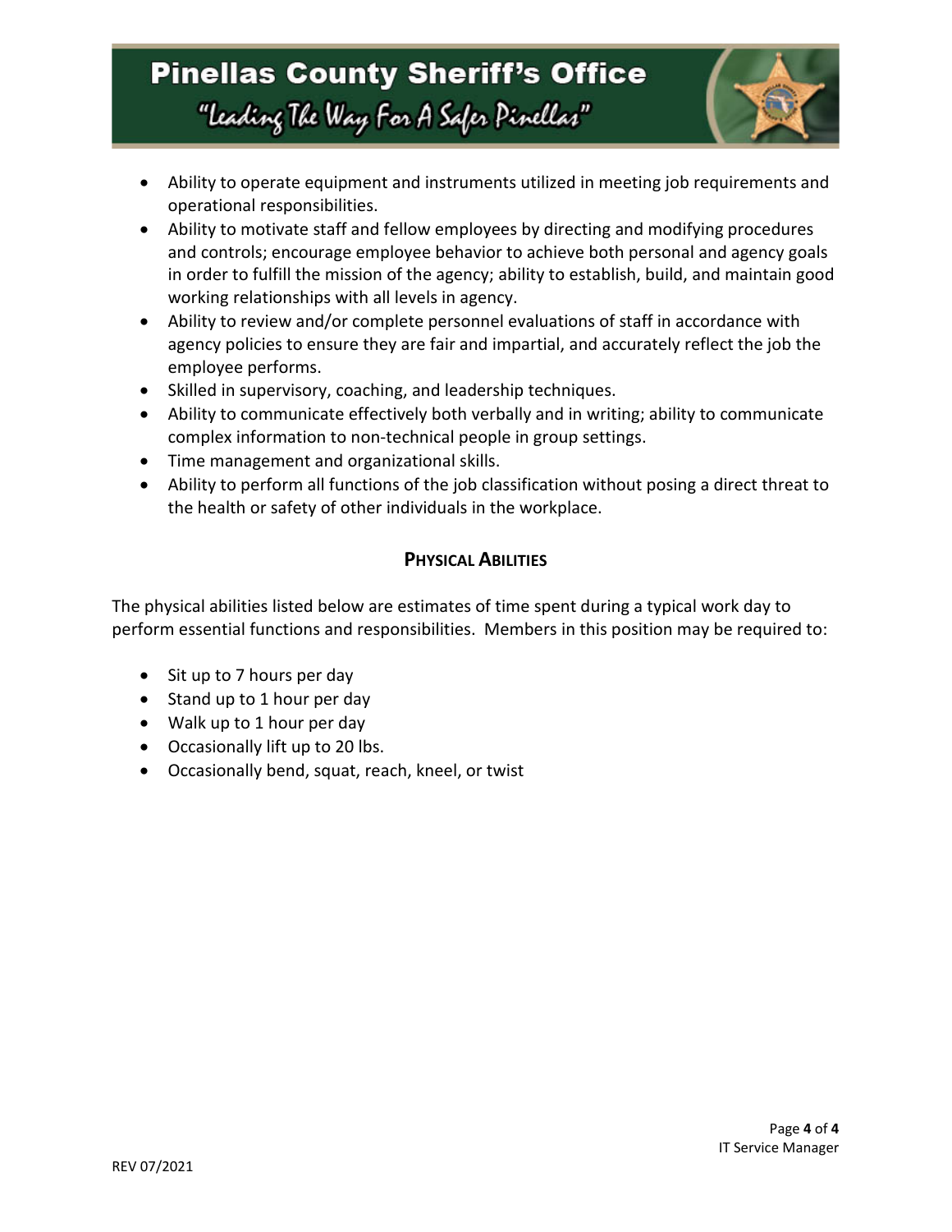- Ability to operate equipment and instruments utilized in meeting job requirements and operational responsibilities.
- Ability to motivate staff and fellow employees by directing and modifying procedures and controls; encourage employee behavior to achieve both personal and agency goals in order to fulfill the mission of the agency; ability to establish, build, and maintain good working relationships with all levels in agency.
- Ability to review and/or complete personnel evaluations of staff in accordance with agency policies to ensure they are fair and impartial, and accurately reflect the job the employee performs.
- Skilled in supervisory, coaching, and leadership techniques.
- Ability to communicate effectively both verbally and in writing; ability to communicate complex information to non-technical people in group settings.
- Time management and organizational skills.
- Ability to perform all functions of the job classification without posing a direct threat to the health or safety of other individuals in the workplace.

## PHYSICAL ABILITIES

The physical abilities listed below are estimates of time spent during a typical work day to perform essential functions and responsibilities. Members in this position may be required to:

- Sit up to 7 hours per day
- Stand up to 1 hour per day
- Walk up to 1 hour per day
- Occasionally lift up to 20 lbs.
- Occasionally bend, squat, reach, kneel, or twist